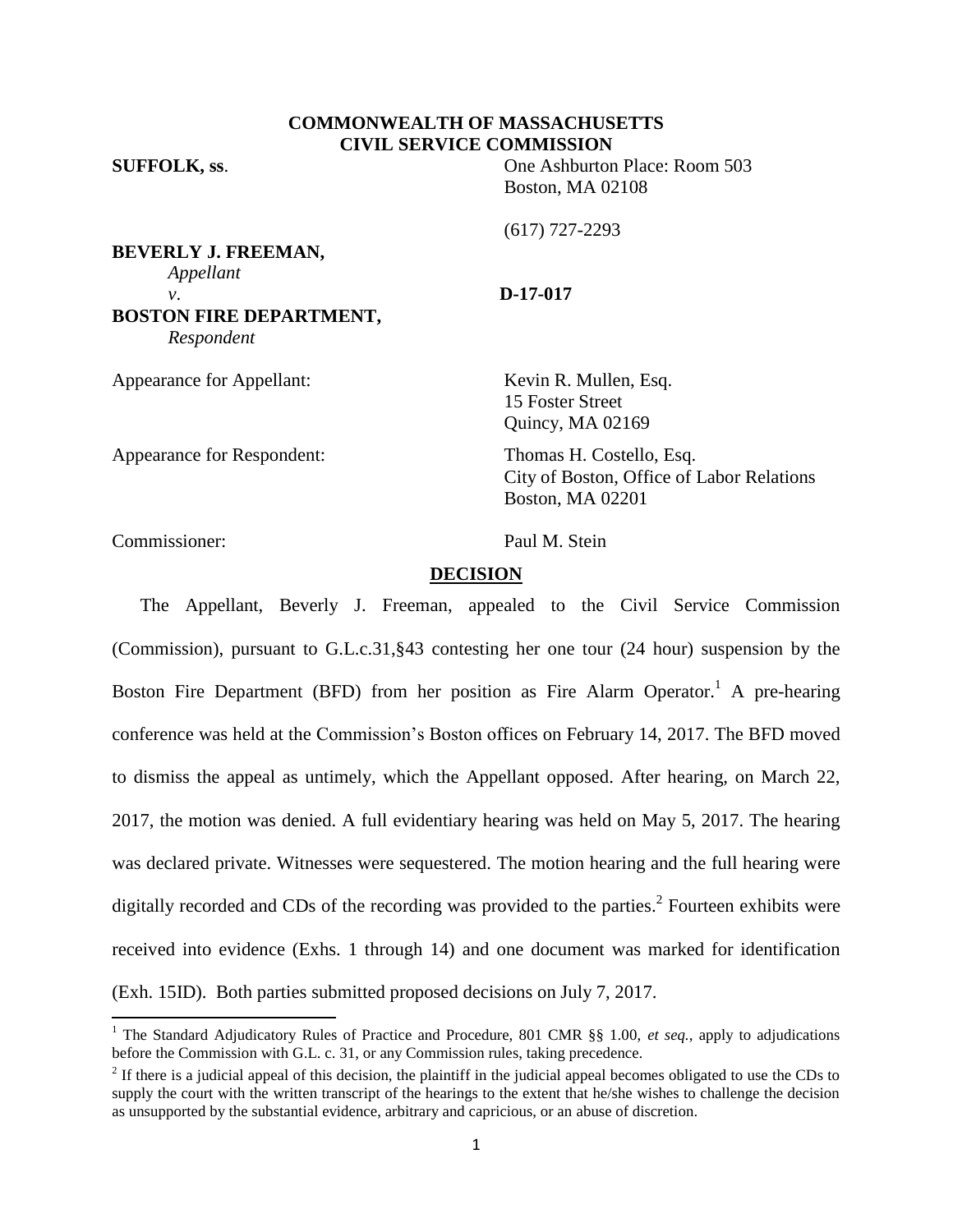**COMMONWEALTH OF MASSACHUSETTS**
**CIVIL SERVICE COMMISSION**

**SUFFOLK, ss**. One Ashburton Place: Room 503
Boston, MA 02108

(617) 727-2293

**BEVERLY J. FREEMAN,**
*Appellant*
*v*. **D-17-017**
**BOSTON FIRE DEPARTMENT,**
*Respondent*

Appearance for Appellant: Kevin R. Mullen, Esq.
15 Foster Street
Quincy, MA 02169

Appearance for Respondent: Thomas H. Costello, Esq.
City of Boston, Office of Labor Relations
Boston, MA 02201

Commissioner: Paul M. Stein

## DECISION

The Appellant, Beverly J. Freeman, appealed to the Civil Service Commission (Commission), pursuant to G.L.c.31,§43 contesting her one tour (24 hour) suspension by the Boston Fire Department (BFD) from her position as Fire Alarm Operator.[1] A pre-hearing conference was held at the Commission's Boston offices on February 14, 2017. The BFD moved to dismiss the appeal as untimely, which the Appellant opposed. After hearing, on March 22, 2017, the motion was denied. A full evidentiary hearing was held on May 5, 2017. The hearing was declared private. Witnesses were sequestered. The motion hearing and the full hearing were digitally recorded and CDs of the recording was provided to the parties.[2] Fourteen exhibits were received into evidence (Exhs. 1 through 14) and one document was marked for identification (Exh. 15ID). Both parties submitted proposed decisions on July 7, 2017.

---

[1] The Standard Adjudicatory Rules of Practice and Procedure, 801 CMR §§ 1.00, *et seq.*, apply to adjudications before the Commission with G.L. c. 31, or any Commission rules, taking precedence.

[2] If there is a judicial appeal of this decision, the plaintiff in the judicial appeal becomes obligated to use the CDs to supply the court with the written transcript of the hearings to the extent that he/she wishes to challenge the decision as unsupported by the substantial evidence, arbitrary and capricious, or an abuse of discretion.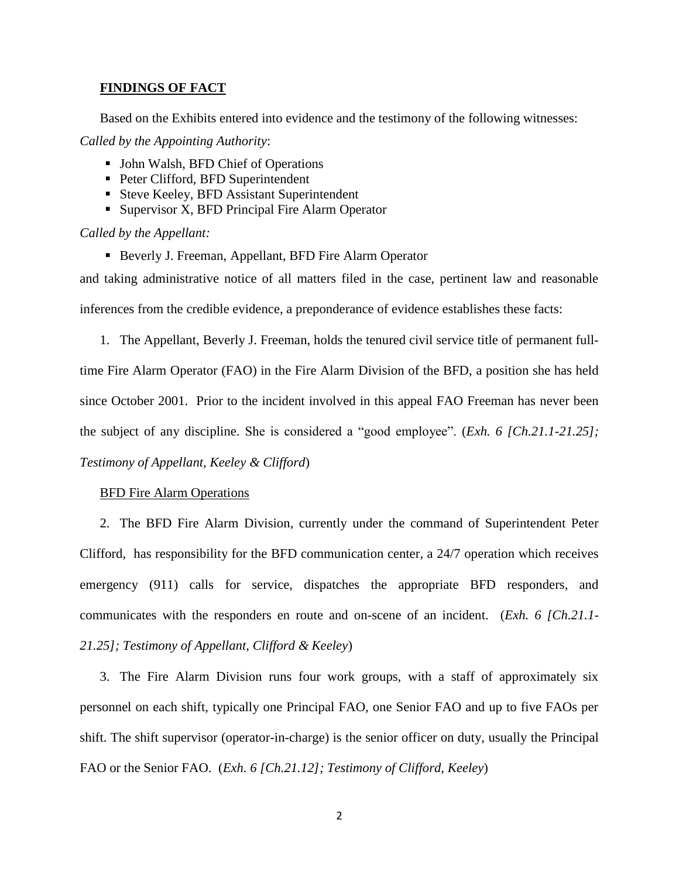**FINDINGS OF FACT**

Based on the Exhibits entered into evidence and the testimony of the following witnesses:

*Called by the Appointing Authority*:

- John Walsh, BFD Chief of Operations
- Peter Clifford, BFD Superintendent
- Steve Keeley, BFD Assistant Superintendent
- Supervisor X, BFD Principal Fire Alarm Operator

*Called by the Appellant:*

- Beverly J. Freeman, Appellant, BFD Fire Alarm Operator

and taking administrative notice of all matters filed in the case, pertinent law and reasonable inferences from the credible evidence, a preponderance of evidence establishes these facts:

1. The Appellant, Beverly J. Freeman, holds the tenured civil service title of permanent full-time Fire Alarm Operator (FAO) in the Fire Alarm Division of the BFD, a position she has held since October 2001. Prior to the incident involved in this appeal FAO Freeman has never been the subject of any discipline. She is considered a "good employee". (*Exh. 6 [Ch.21.1-21.25]; Testimony of Appellant, Keeley & Clifford*)

BFD Fire Alarm Operations

2. The BFD Fire Alarm Division, currently under the command of Superintendent Peter Clifford, has responsibility for the BFD communication center, a 24/7 operation which receives emergency (911) calls for service, dispatches the appropriate BFD responders, and communicates with the responders en route and on-scene of an incident. (*Exh. 6 [Ch.21.1-21.25]; Testimony of Appellant, Clifford & Keeley*)

3. The Fire Alarm Division runs four work groups, with a staff of approximately six personnel on each shift, typically one Principal FAO, one Senior FAO and up to five FAOs per shift. The shift supervisor (operator-in-charge) is the senior officer on duty, usually the Principal FAO or the Senior FAO. (*Exh. 6 [Ch.21.12]; Testimony of Clifford, Keeley*)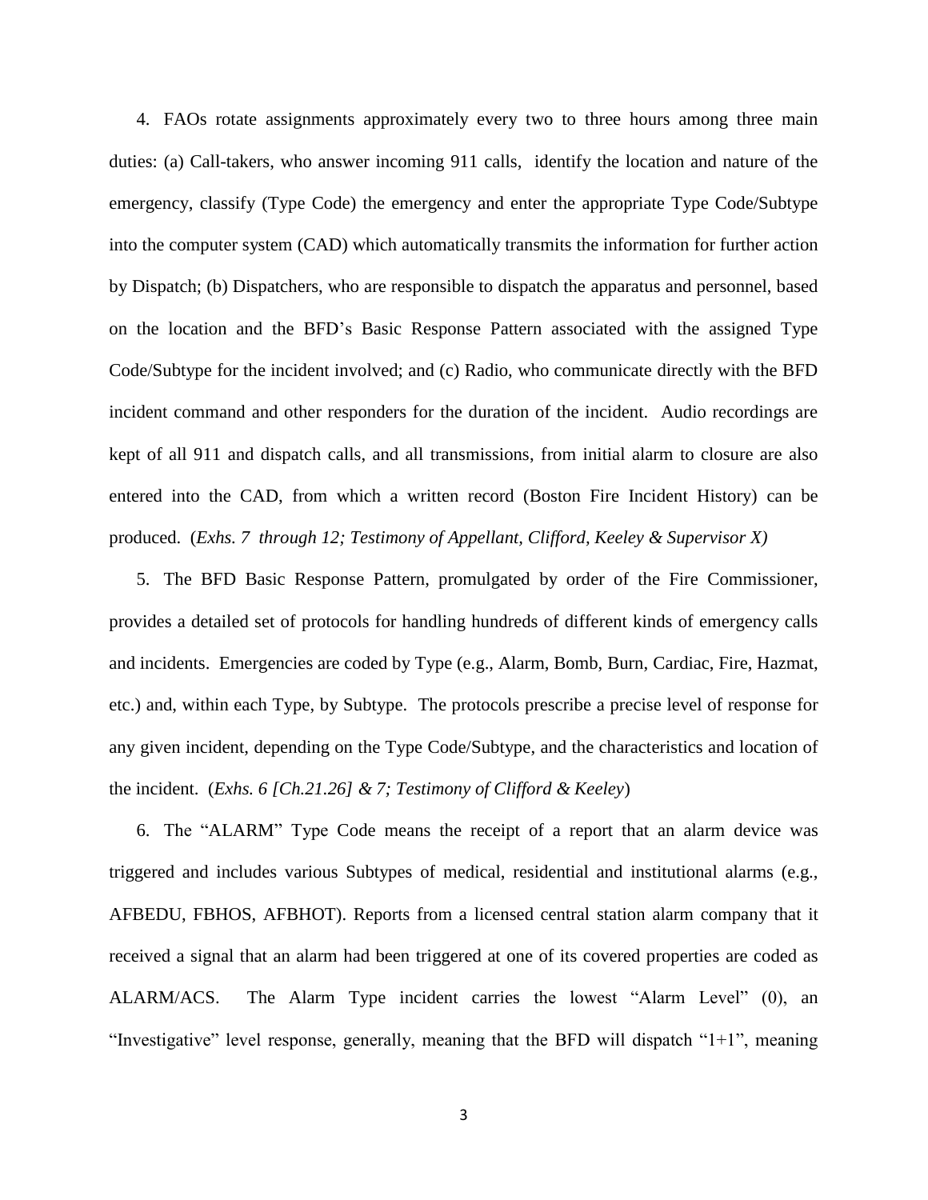4. FAOs rotate assignments approximately every two to three hours among three main duties: (a) Call-takers, who answer incoming 911 calls, identify the location and nature of the emergency, classify (Type Code) the emergency and enter the appropriate Type Code/Subtype into the computer system (CAD) which automatically transmits the information for further action by Dispatch; (b) Dispatchers, who are responsible to dispatch the apparatus and personnel, based on the location and the BFD's Basic Response Pattern associated with the assigned Type Code/Subtype for the incident involved; and (c) Radio, who communicate directly with the BFD incident command and other responders for the duration of the incident. Audio recordings are kept of all 911 and dispatch calls, and all transmissions, from initial alarm to closure are also entered into the CAD, from which a written record (Boston Fire Incident History) can be produced. (*Exhs. 7 through 12; Testimony of Appellant, Clifford, Keeley & Supervisor X)*

5. The BFD Basic Response Pattern, promulgated by order of the Fire Commissioner, provides a detailed set of protocols for handling hundreds of different kinds of emergency calls and incidents. Emergencies are coded by Type (e.g., Alarm, Bomb, Burn, Cardiac, Fire, Hazmat, etc.) and, within each Type, by Subtype. The protocols prescribe a precise level of response for any given incident, depending on the Type Code/Subtype, and the characteristics and location of the incident. (*Exhs. 6 [Ch.21.26] & 7; Testimony of Clifford & Keeley*)

6. The "ALARM" Type Code means the receipt of a report that an alarm device was triggered and includes various Subtypes of medical, residential and institutional alarms (e.g., AFBEDU, FBHOS, AFBHOT). Reports from a licensed central station alarm company that it received a signal that an alarm had been triggered at one of its covered properties are coded as ALARM/ACS. The Alarm Type incident carries the lowest "Alarm Level" (0), an "Investigative" level response, generally, meaning that the BFD will dispatch "1+1", meaning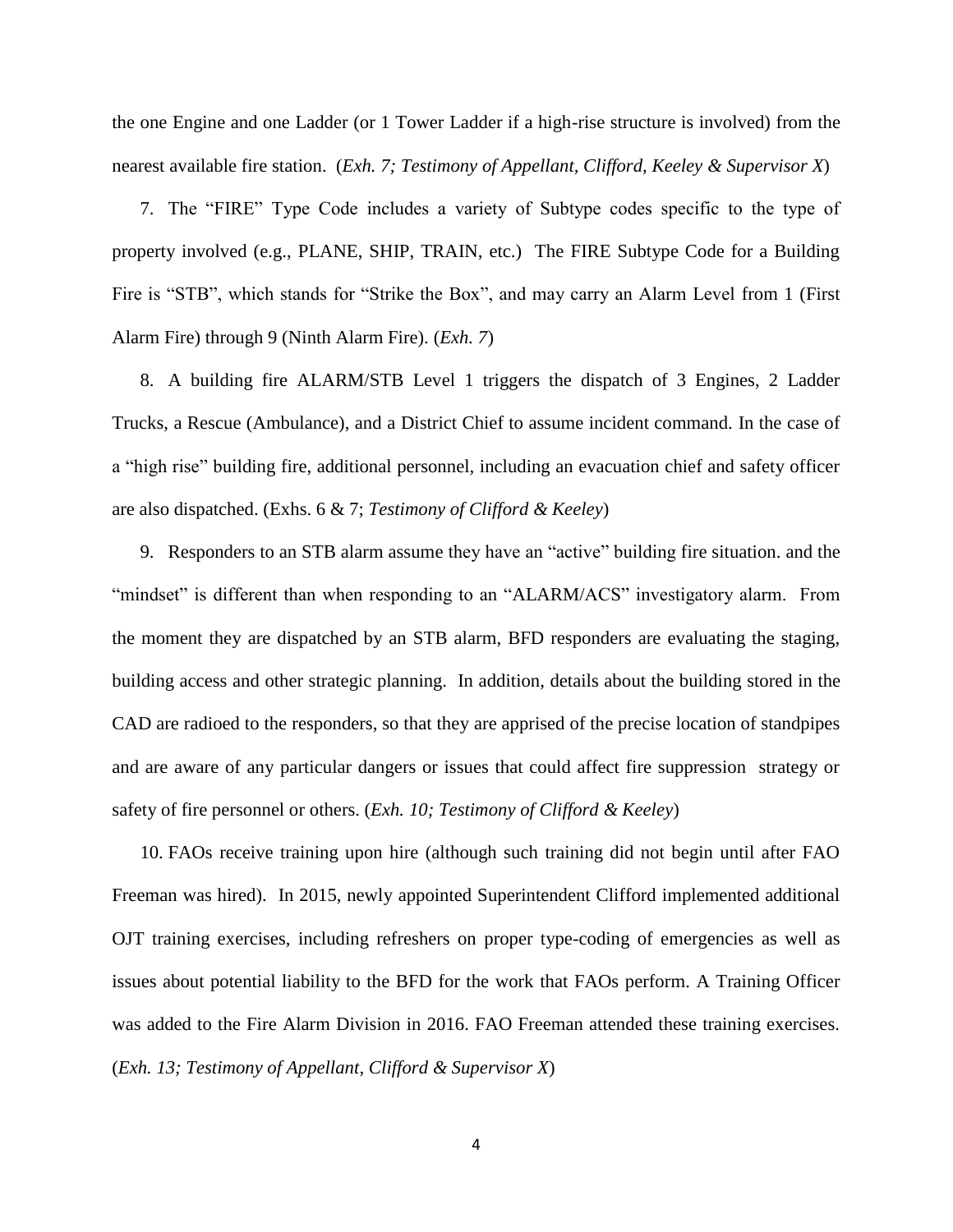the one Engine and one Ladder (or 1 Tower Ladder if a high-rise structure is involved) from the nearest available fire station. (*Exh. 7; Testimony of Appellant, Clifford, Keeley & Supervisor X*)

7. The "FIRE" Type Code includes a variety of Subtype codes specific to the type of property involved (e.g., PLANE, SHIP, TRAIN, etc.) The FIRE Subtype Code for a Building Fire is "STB", which stands for "Strike the Box", and may carry an Alarm Level from 1 (First Alarm Fire) through 9 (Ninth Alarm Fire). (*Exh. 7*)

8. A building fire ALARM/STB Level 1 triggers the dispatch of 3 Engines, 2 Ladder Trucks, a Rescue (Ambulance), and a District Chief to assume incident command. In the case of a "high rise" building fire, additional personnel, including an evacuation chief and safety officer are also dispatched. (Exhs. 6 & 7; *Testimony of Clifford & Keeley*)

9. Responders to an STB alarm assume they have an "active" building fire situation. and the "mindset" is different than when responding to an "ALARM/ACS" investigatory alarm. From the moment they are dispatched by an STB alarm, BFD responders are evaluating the staging, building access and other strategic planning. In addition, details about the building stored in the CAD are radioed to the responders, so that they are apprised of the precise location of standpipes and are aware of any particular dangers or issues that could affect fire suppression strategy or safety of fire personnel or others. (*Exh. 10; Testimony of Clifford & Keeley*)

10. FAOs receive training upon hire (although such training did not begin until after FAO Freeman was hired). In 2015, newly appointed Superintendent Clifford implemented additional OJT training exercises, including refreshers on proper type-coding of emergencies as well as issues about potential liability to the BFD for the work that FAOs perform. A Training Officer was added to the Fire Alarm Division in 2016. FAO Freeman attended these training exercises. (*Exh. 13; Testimony of Appellant, Clifford & Supervisor X*)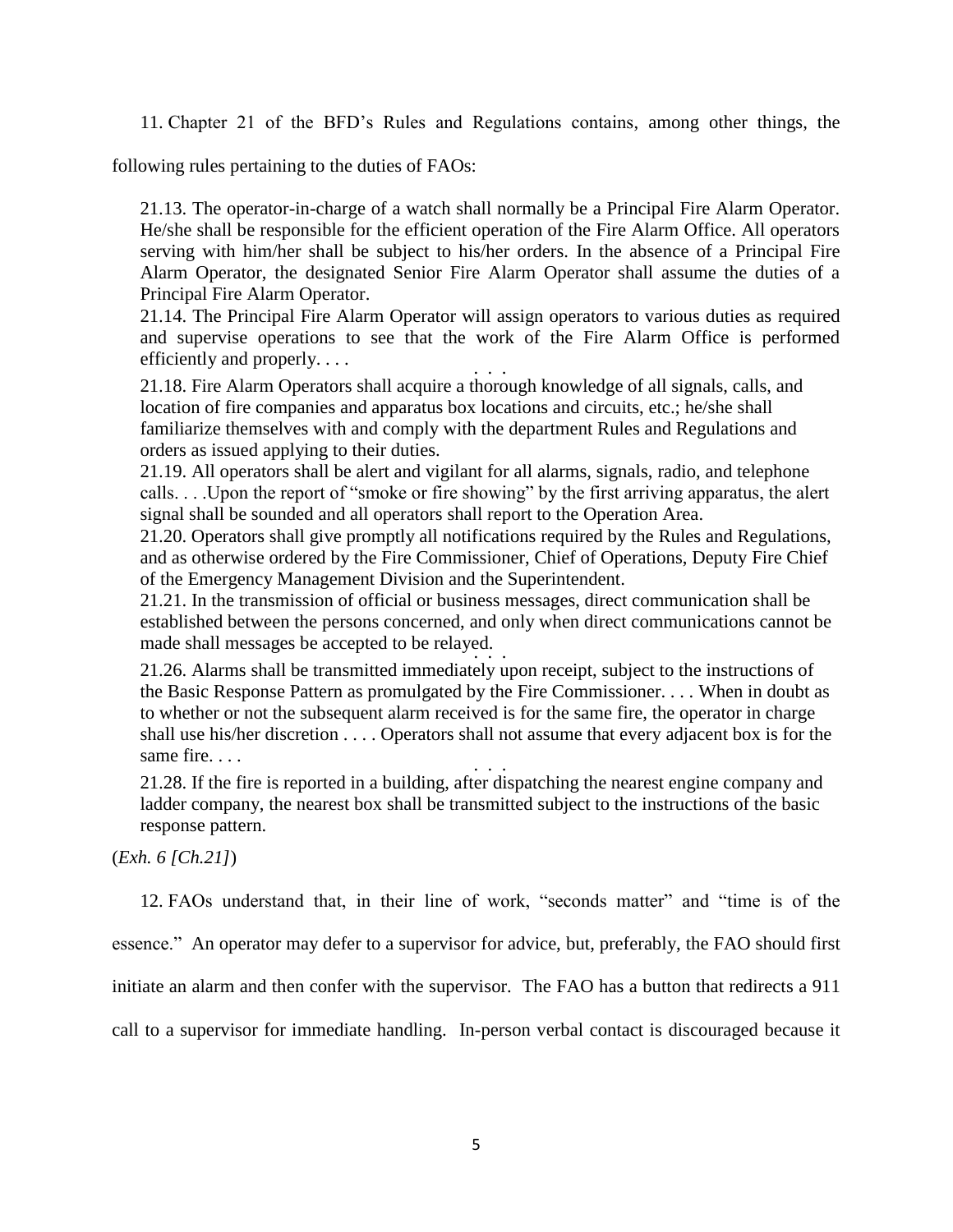11. Chapter 21 of the BFD's Rules and Regulations contains, among other things, the following rules pertaining to the duties of FAOs:

> 21.13. The operator-in-charge of a watch shall normally be a Principal Fire Alarm Operator. He/she shall be responsible for the efficient operation of the Fire Alarm Office. All operators serving with him/her shall be subject to his/her orders. In the absence of a Principal Fire Alarm Operator, the designated Senior Fire Alarm Operator shall assume the duties of a Principal Fire Alarm Operator.
>
> 21.14. The Principal Fire Alarm Operator will assign operators to various duties as required and supervise operations to see that the work of the Fire Alarm Office is performed efficiently and properly. . . .
>
> . . .
>
> 21.18. Fire Alarm Operators shall acquire a thorough knowledge of all signals, calls, and location of fire companies and apparatus box locations and circuits, etc.; he/she shall familiarize themselves with and comply with the department Rules and Regulations and orders as issued applying to their duties.
>
> 21.19. All operators shall be alert and vigilant for all alarms, signals, radio, and telephone calls. . . .Upon the report of "smoke or fire showing" by the first arriving apparatus, the alert signal shall be sounded and all operators shall report to the Operation Area.
>
> 21.20. Operators shall give promptly all notifications required by the Rules and Regulations, and as otherwise ordered by the Fire Commissioner, Chief of Operations, Deputy Fire Chief of the Emergency Management Division and the Superintendent.
>
> 21.21. In the transmission of official or business messages, direct communication shall be established between the persons concerned, and only when direct communications cannot be made shall messages be accepted to be relayed.
>
> . . .
>
> 21.26. Alarms shall be transmitted immediately upon receipt, subject to the instructions of the Basic Response Pattern as promulgated by the Fire Commissioner. . . . When in doubt as to whether or not the subsequent alarm received is for the same fire, the operator in charge shall use his/her discretion . . . . Operators shall not assume that every adjacent box is for the same fire. . . .
>
> . . .
>
> 21.28. If the fire is reported in a building, after dispatching the nearest engine company and ladder company, the nearest box shall be transmitted subject to the instructions of the basic response pattern.

(*Exh. 6 [Ch.21]*)

12. FAOs understand that, in their line of work, "seconds matter" and "time is of the essence." An operator may defer to a supervisor for advice, but, preferably, the FAO should first initiate an alarm and then confer with the supervisor. The FAO has a button that redirects a 911 call to a supervisor for immediate handling. In-person verbal contact is discouraged because it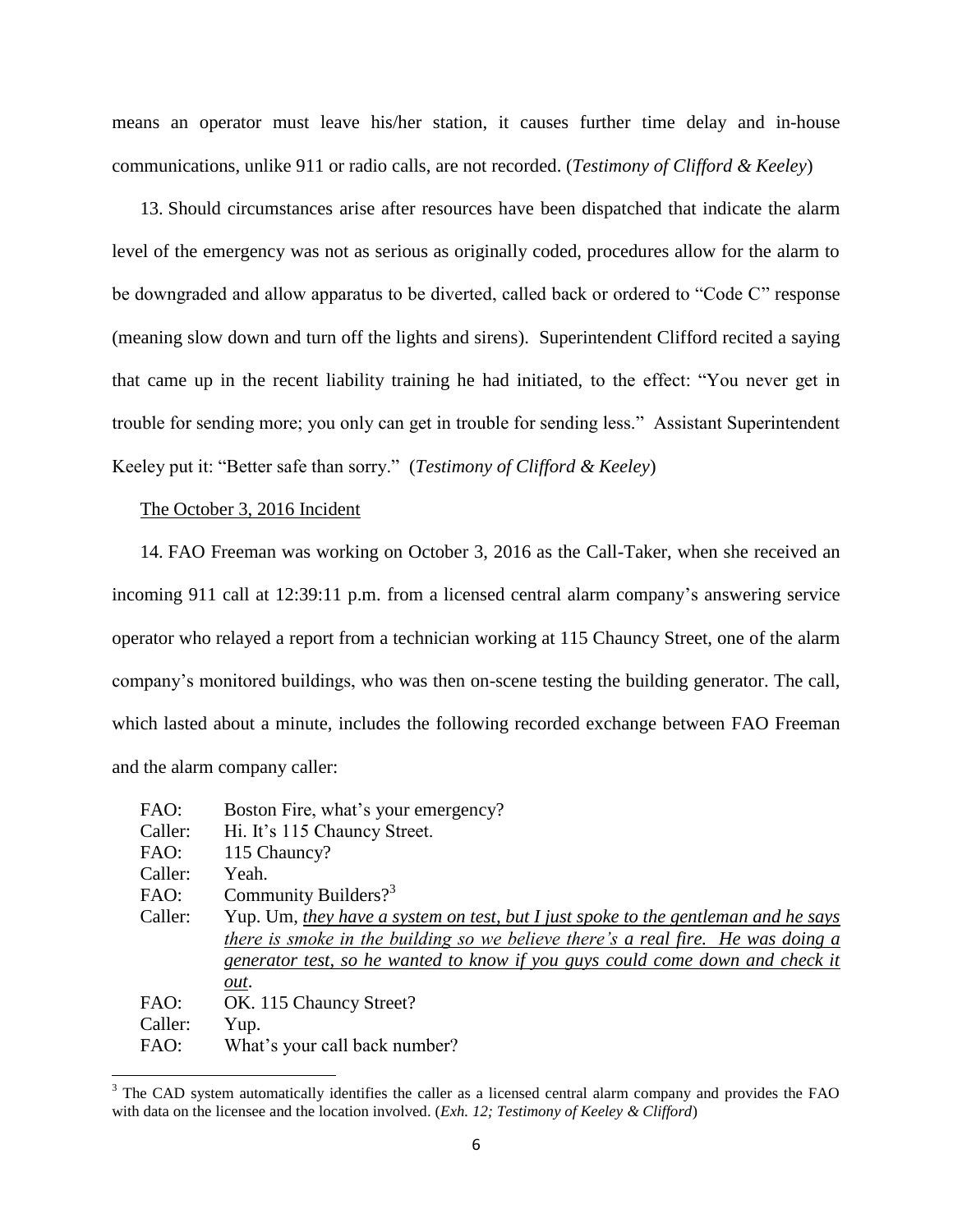means an operator must leave his/her station, it causes further time delay and in-house communications, unlike 911 or radio calls, are not recorded. (*Testimony of Clifford & Keeley*)

13. Should circumstances arise after resources have been dispatched that indicate the alarm level of the emergency was not as serious as originally coded, procedures allow for the alarm to be downgraded and allow apparatus to be diverted, called back or ordered to "Code C" response (meaning slow down and turn off the lights and sirens). Superintendent Clifford recited a saying that came up in the recent liability training he had initiated, to the effect: "You never get in trouble for sending more; you only can get in trouble for sending less." Assistant Superintendent Keeley put it: "Better safe than sorry." (*Testimony of Clifford & Keeley*)

The October 3, 2016 Incident

14. FAO Freeman was working on October 3, 2016 as the Call-Taker, when she received an incoming 911 call at 12:39:11 p.m. from a licensed central alarm company's answering service operator who relayed a report from a technician working at 115 Chauncy Street, one of the alarm company's monitored buildings, who was then on-scene testing the building generator. The call, which lasted about a minute, includes the following recorded exchange between FAO Freeman and the alarm company caller:

FAO: Boston Fire, what's your emergency?
Caller: Hi. It's 115 Chauncy Street.
FAO: 115 Chauncy?
Caller: Yeah.
FAO: Community Builders?[3]
Caller: Yup. Um, *they have a system on test, but I just spoke to the gentleman and he says there is smoke in the building so we believe there's a real fire. He was doing a generator test, so he wanted to know if you guys could come down and check it out*.
FAO: OK. 115 Chauncy Street?
Caller: Yup.
FAO: What's your call back number?

[3] The CAD system automatically identifies the caller as a licensed central alarm company and provides the FAO with data on the licensee and the location involved. (*Exh. 12; Testimony of Keeley & Clifford*)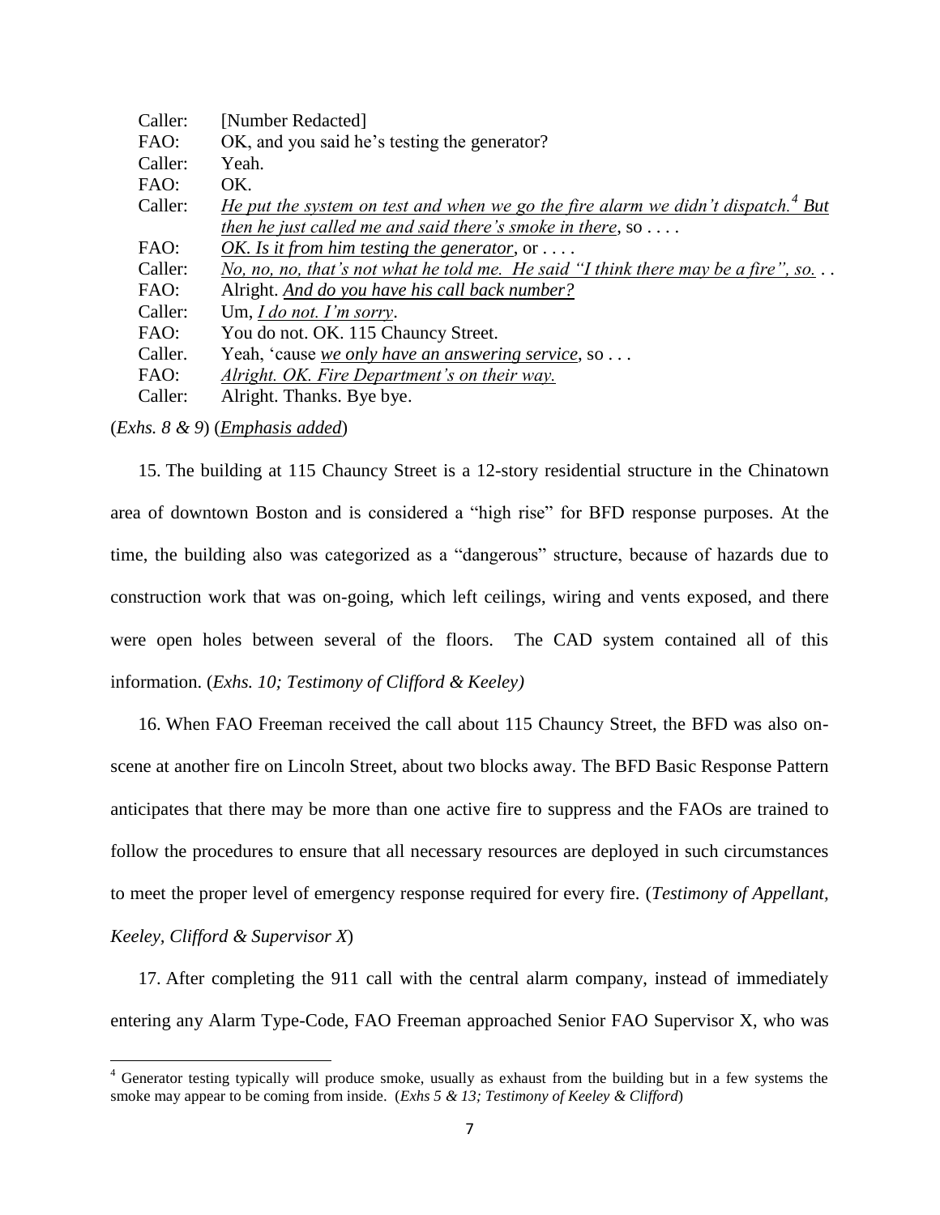| | |
|---|---|
| Caller: | [Number Redacted] |
| FAO: | OK, and you said he's testing the generator? |
| Caller: | Yeah. |
| FAO: | OK. |
| Caller: | *He put the system on test and when we go the fire alarm we didn't dispatch.*[4] *But then he just called me and said there's smoke in there*, so . . . . |
| FAO: | *OK. Is it from him testing the generator*, or . . . . |
| Caller: | *No, no, no, that's not what he told me. He said "I think there may be a fire", so.* . . |
| FAO: | Alright. *And do you have his call back number?* |
| Caller: | Um, *I do not. I'm sorry*. |
| FAO: | You do not. OK. 115 Chauncy Street. |
| Caller. | Yeah, 'cause *we only have an answering service*, so . . . |
| FAO: | *Alright. OK. Fire Department's on their way.* |
| Caller: | Alright. Thanks. Bye bye. |

(*Exhs. 8 & 9*) (*Emphasis added*)

15. The building at 115 Chauncy Street is a 12-story residential structure in the Chinatown area of downtown Boston and is considered a "high rise" for BFD response purposes. At the time, the building also was categorized as a "dangerous" structure, because of hazards due to construction work that was on-going, which left ceilings, wiring and vents exposed, and there were open holes between several of the floors. The CAD system contained all of this information. (*Exhs. 10; Testimony of Clifford & Keeley)*

16. When FAO Freeman received the call about 115 Chauncy Street, the BFD was also on-scene at another fire on Lincoln Street, about two blocks away. The BFD Basic Response Pattern anticipates that there may be more than one active fire to suppress and the FAOs are trained to follow the procedures to ensure that all necessary resources are deployed in such circumstances to meet the proper level of emergency response required for every fire. (*Testimony of Appellant, Keeley, Clifford & Supervisor X*)

17. After completing the 911 call with the central alarm company, instead of immediately entering any Alarm Type-Code, FAO Freeman approached Senior FAO Supervisor X, who was

---

[4] Generator testing typically will produce smoke, usually as exhaust from the building but in a few systems the smoke may appear to be coming from inside. (*Exhs 5 & 13; Testimony of Keeley & Clifford*)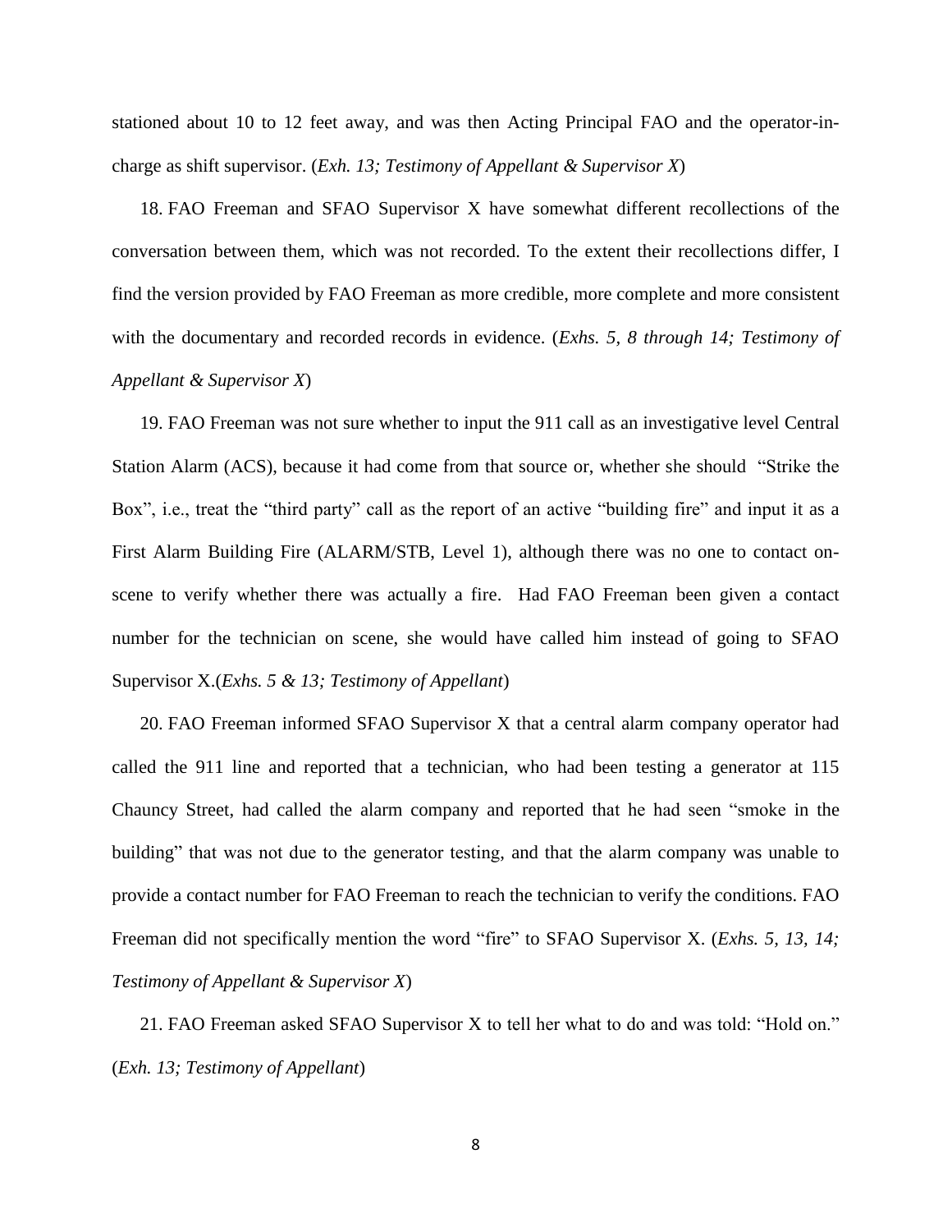stationed about 10 to 12 feet away, and was then Acting Principal FAO and the operator-in-charge as shift supervisor. (*Exh. 13; Testimony of Appellant & Supervisor X*)

18. FAO Freeman and SFAO Supervisor X have somewhat different recollections of the conversation between them, which was not recorded. To the extent their recollections differ, I find the version provided by FAO Freeman as more credible, more complete and more consistent with the documentary and recorded records in evidence. (*Exhs. 5, 8 through 14; Testimony of Appellant & Supervisor X*)

19. FAO Freeman was not sure whether to input the 911 call as an investigative level Central Station Alarm (ACS), because it had come from that source or, whether she should "Strike the Box", i.e., treat the "third party" call as the report of an active "building fire" and input it as a First Alarm Building Fire (ALARM/STB, Level 1), although there was no one to contact on-scene to verify whether there was actually a fire. Had FAO Freeman been given a contact number for the technician on scene, she would have called him instead of going to SFAO Supervisor X.(*Exhs. 5 & 13; Testimony of Appellant*)

20. FAO Freeman informed SFAO Supervisor X that a central alarm company operator had called the 911 line and reported that a technician, who had been testing a generator at 115 Chauncy Street, had called the alarm company and reported that he had seen "smoke in the building" that was not due to the generator testing, and that the alarm company was unable to provide a contact number for FAO Freeman to reach the technician to verify the conditions. FAO Freeman did not specifically mention the word "fire" to SFAO Supervisor X. (*Exhs. 5, 13, 14; Testimony of Appellant & Supervisor X*)

21. FAO Freeman asked SFAO Supervisor X to tell her what to do and was told: "Hold on." (*Exh. 13; Testimony of Appellant*)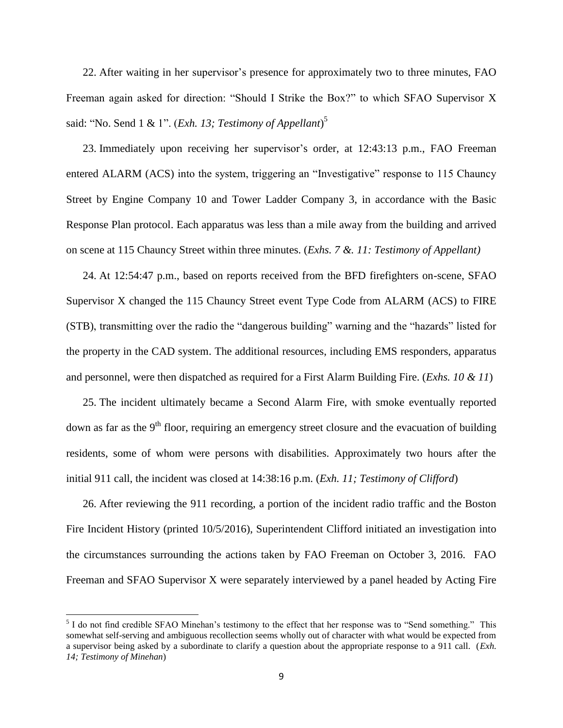22. After waiting in her supervisor's presence for approximately two to three minutes, FAO Freeman again asked for direction: "Should I Strike the Box?" to which SFAO Supervisor X said: "No. Send 1 & 1". (*Exh. 13; Testimony of Appellant*)[5]

23. Immediately upon receiving her supervisor's order, at 12:43:13 p.m., FAO Freeman entered ALARM (ACS) into the system, triggering an "Investigative" response to 115 Chauncy Street by Engine Company 10 and Tower Ladder Company 3, in accordance with the Basic Response Plan protocol. Each apparatus was less than a mile away from the building and arrived on scene at 115 Chauncy Street within three minutes. (*Exhs. 7 &. 11: Testimony of Appellant)*

24. At 12:54:47 p.m., based on reports received from the BFD firefighters on-scene, SFAO Supervisor X changed the 115 Chauncy Street event Type Code from ALARM (ACS) to FIRE (STB), transmitting over the radio the "dangerous building" warning and the "hazards" listed for the property in the CAD system. The additional resources, including EMS responders, apparatus and personnel, were then dispatched as required for a First Alarm Building Fire. (*Exhs. 10 & 11*)

25. The incident ultimately became a Second Alarm Fire, with smoke eventually reported down as far as the 9th floor, requiring an emergency street closure and the evacuation of building residents, some of whom were persons with disabilities. Approximately two hours after the initial 911 call, the incident was closed at 14:38:16 p.m. (*Exh. 11; Testimony of Clifford*)

26. After reviewing the 911 recording, a portion of the incident radio traffic and the Boston Fire Incident History (printed 10/5/2016), Superintendent Clifford initiated an investigation into the circumstances surrounding the actions taken by FAO Freeman on October 3, 2016. FAO Freeman and SFAO Supervisor X were separately interviewed by a panel headed by Acting Fire

---

[5] I do not find credible SFAO Minehan's testimony to the effect that her response was to "Send something." This somewhat self-serving and ambiguous recollection seems wholly out of character with what would be expected from a supervisor being asked by a subordinate to clarify a question about the appropriate response to a 911 call. (*Exh. 14; Testimony of Minehan*)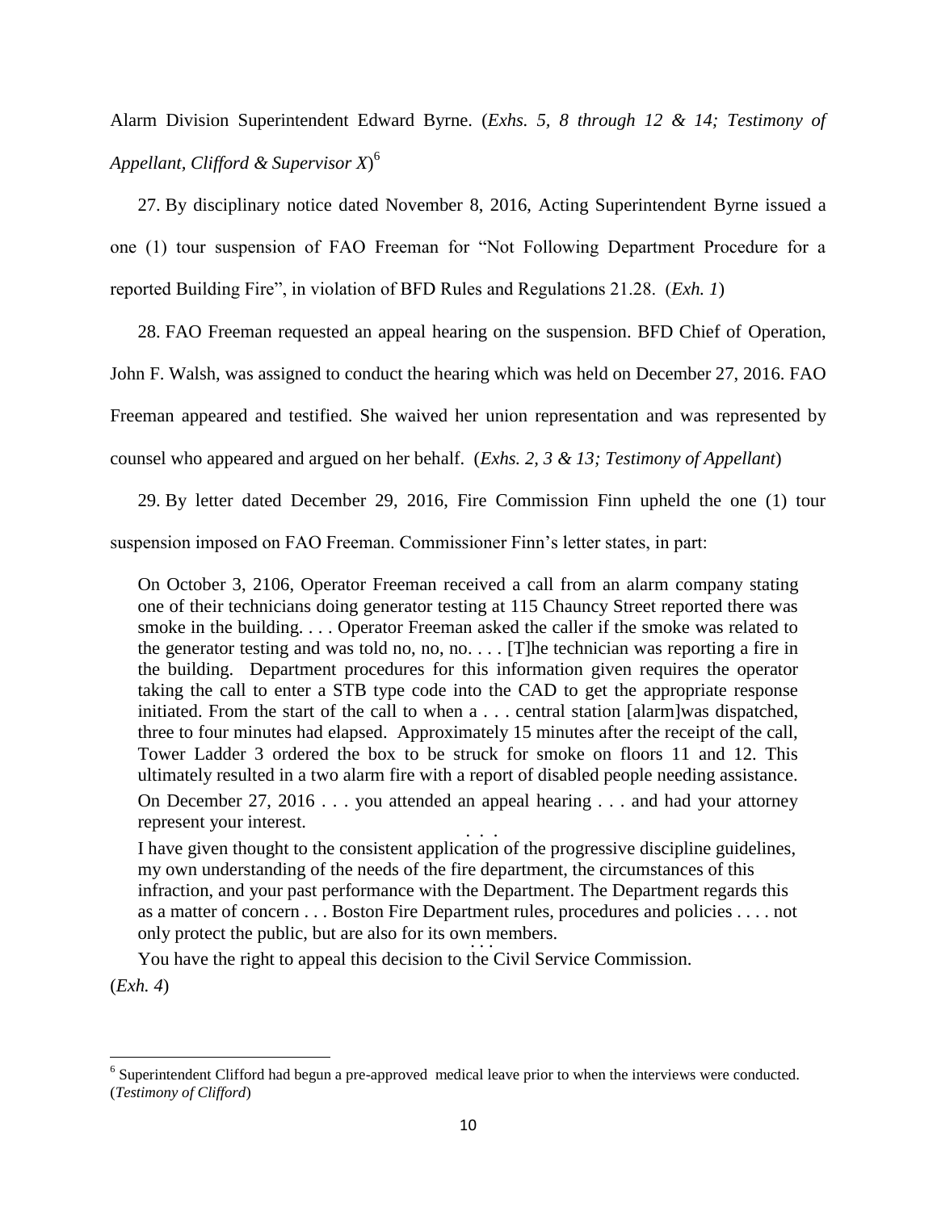Alarm Division Superintendent Edward Byrne. (*Exhs. 5, 8 through 12 & 14; Testimony of Appellant, Clifford & Supervisor X*)[6]

27. By disciplinary notice dated November 8, 2016, Acting Superintendent Byrne issued a one (1) tour suspension of FAO Freeman for "Not Following Department Procedure for a reported Building Fire", in violation of BFD Rules and Regulations 21.28. (*Exh. 1*)

28. FAO Freeman requested an appeal hearing on the suspension. BFD Chief of Operation, John F. Walsh, was assigned to conduct the hearing which was held on December 27, 2016. FAO Freeman appeared and testified. She waived her union representation and was represented by counsel who appeared and argued on her behalf. (*Exhs. 2, 3 & 13; Testimony of Appellant*)

29. By letter dated December 29, 2016, Fire Commission Finn upheld the one (1) tour suspension imposed on FAO Freeman. Commissioner Finn's letter states, in part:

> On October 3, 2106, Operator Freeman received a call from an alarm company stating one of their technicians doing generator testing at 115 Chauncy Street reported there was smoke in the building. . . . Operator Freeman asked the caller if the smoke was related to the generator testing and was told no, no, no. . . . [T]he technician was reporting a fire in the building. Department procedures for this information given requires the operator taking the call to enter a STB type code into the CAD to get the appropriate response initiated. From the start of the call to when a . . . central station [alarm]was dispatched, three to four minutes had elapsed. Approximately 15 minutes after the receipt of the call, Tower Ladder 3 ordered the box to be struck for smoke on floors 11 and 12. This ultimately resulted in a two alarm fire with a report of disabled people needing assistance.
>
> On December 27, 2016 . . . you attended an appeal hearing . . . and had your attorney represent your interest.
>
> . . .
>
> I have given thought to the consistent application of the progressive discipline guidelines, my own understanding of the needs of the fire department, the circumstances of this infraction, and your past performance with the Department. The Department regards this as a matter of concern . . . Boston Fire Department rules, procedures and policies . . . . not only protect the public, but are also for its own members.
>
> . . .
>
> You have the right to appeal this decision to the Civil Service Commission.

(*Exh. 4*)

---

[6] Superintendent Clifford had begun a pre-approved medical leave prior to when the interviews were conducted. (*Testimony of Clifford*)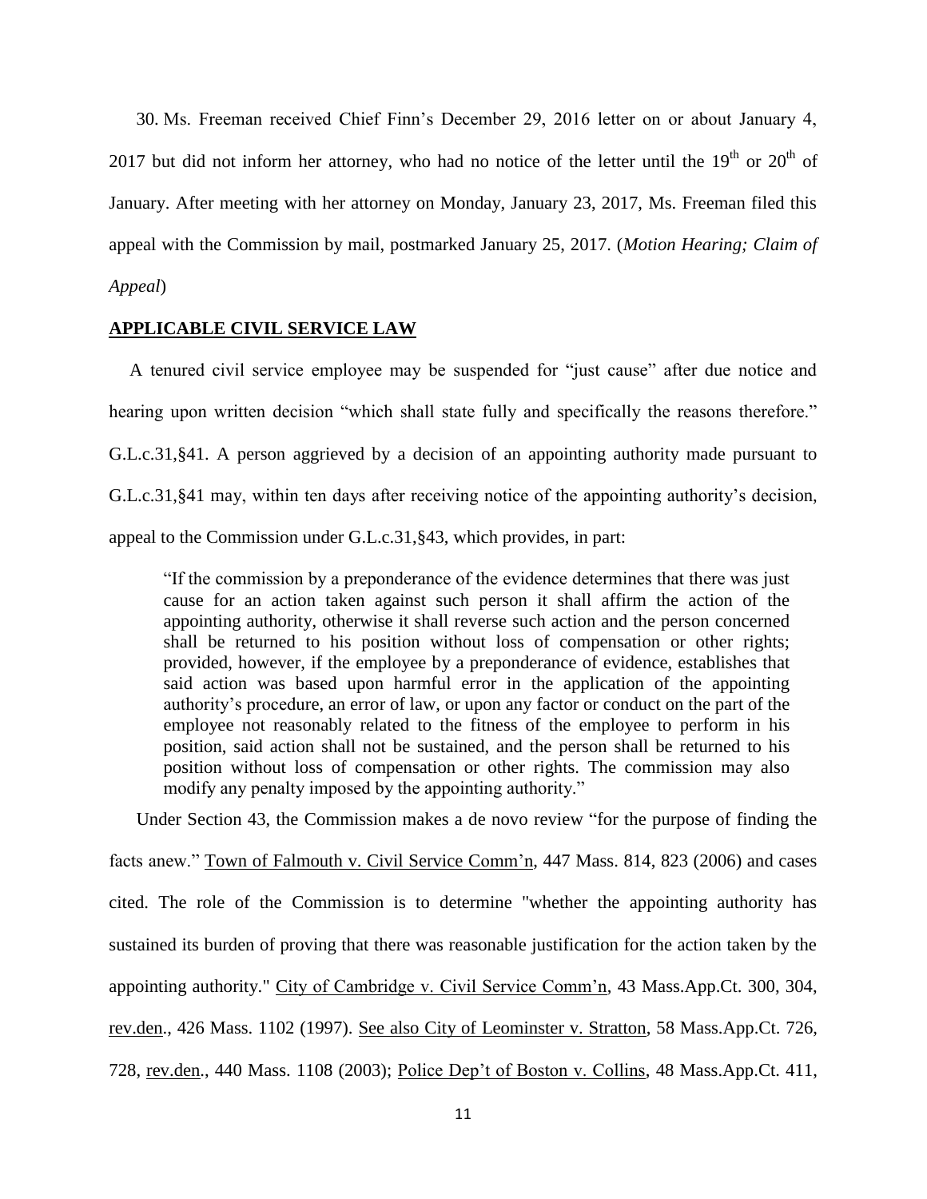30. Ms. Freeman received Chief Finn's December 29, 2016 letter on or about January 4, 2017 but did not inform her attorney, who had no notice of the letter until the 19th or 20th of January. After meeting with her attorney on Monday, January 23, 2017, Ms. Freeman filed this appeal with the Commission by mail, postmarked January 25, 2017. (*Motion Hearing; Claim of Appeal*)

## APPLICABLE CIVIL SERVICE LAW

A tenured civil service employee may be suspended for "just cause" after due notice and hearing upon written decision "which shall state fully and specifically the reasons therefore." G.L.c.31,§41. A person aggrieved by a decision of an appointing authority made pursuant to G.L.c.31,§41 may, within ten days after receiving notice of the appointing authority's decision, appeal to the Commission under G.L.c.31,§43, which provides, in part:

> "If the commission by a preponderance of the evidence determines that there was just cause for an action taken against such person it shall affirm the action of the appointing authority, otherwise it shall reverse such action and the person concerned shall be returned to his position without loss of compensation or other rights; provided, however, if the employee by a preponderance of evidence, establishes that said action was based upon harmful error in the application of the appointing authority's procedure, an error of law, or upon any factor or conduct on the part of the employee not reasonably related to the fitness of the employee to perform in his position, said action shall not be sustained, and the person shall be returned to his position without loss of compensation or other rights. The commission may also modify any penalty imposed by the appointing authority."

Under Section 43, the Commission makes a de novo review "for the purpose of finding the facts anew." Town of Falmouth v. Civil Service Comm'n, 447 Mass. 814, 823 (2006) and cases cited. The role of the Commission is to determine "whether the appointing authority has sustained its burden of proving that there was reasonable justification for the action taken by the appointing authority." City of Cambridge v. Civil Service Comm'n, 43 Mass.App.Ct. 300, 304, rev.den., 426 Mass. 1102 (1997). See also City of Leominster v. Stratton, 58 Mass.App.Ct. 726, 728, rev.den., 440 Mass. 1108 (2003); Police Dep't of Boston v. Collins, 48 Mass.App.Ct. 411,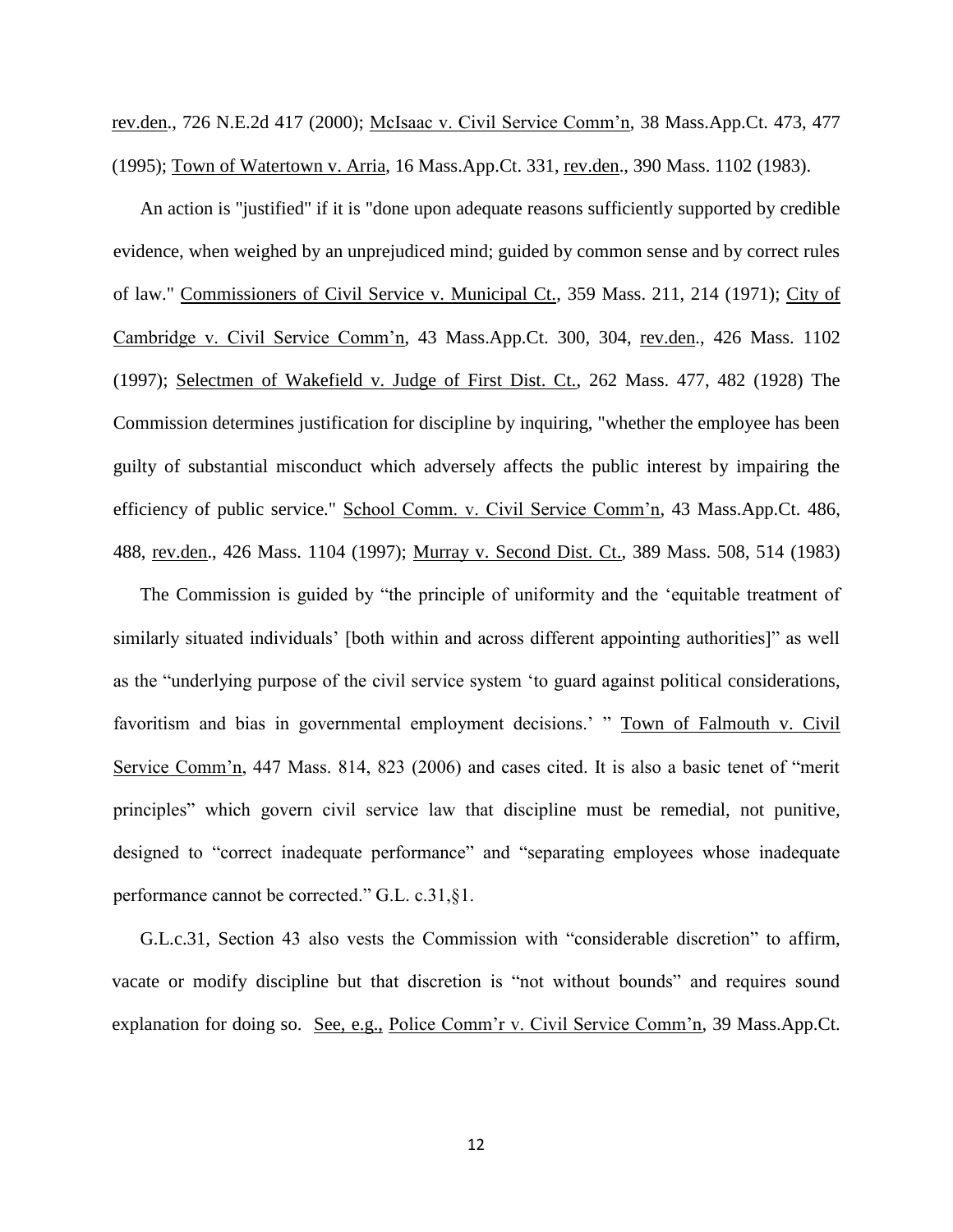rev.den., 726 N.E.2d 417 (2000); McIsaac v. Civil Service Comm'n, 38 Mass.App.Ct. 473, 477 (1995); Town of Watertown v. Arria, 16 Mass.App.Ct. 331, rev.den., 390 Mass. 1102 (1983).

An action is "justified" if it is "done upon adequate reasons sufficiently supported by credible evidence, when weighed by an unprejudiced mind; guided by common sense and by correct rules of law." Commissioners of Civil Service v. Municipal Ct., 359 Mass. 211, 214 (1971); City of Cambridge v. Civil Service Comm'n, 43 Mass.App.Ct. 300, 304, rev.den., 426 Mass. 1102 (1997); Selectmen of Wakefield v. Judge of First Dist. Ct., 262 Mass. 477, 482 (1928) The Commission determines justification for discipline by inquiring, "whether the employee has been guilty of substantial misconduct which adversely affects the public interest by impairing the efficiency of public service." School Comm. v. Civil Service Comm'n, 43 Mass.App.Ct. 486, 488, rev.den., 426 Mass. 1104 (1997); Murray v. Second Dist. Ct., 389 Mass. 508, 514 (1983)

The Commission is guided by "the principle of uniformity and the 'equitable treatment of similarly situated individuals' [both within and across different appointing authorities]" as well as the "underlying purpose of the civil service system 'to guard against political considerations, favoritism and bias in governmental employment decisions.' " Town of Falmouth v. Civil Service Comm'n, 447 Mass. 814, 823 (2006) and cases cited. It is also a basic tenet of "merit principles" which govern civil service law that discipline must be remedial, not punitive, designed to "correct inadequate performance" and "separating employees whose inadequate performance cannot be corrected." G.L. c.31,§1.

G.L.c.31, Section 43 also vests the Commission with "considerable discretion" to affirm, vacate or modify discipline but that discretion is "not without bounds" and requires sound explanation for doing so. See, e.g., Police Comm'r v. Civil Service Comm'n, 39 Mass.App.Ct.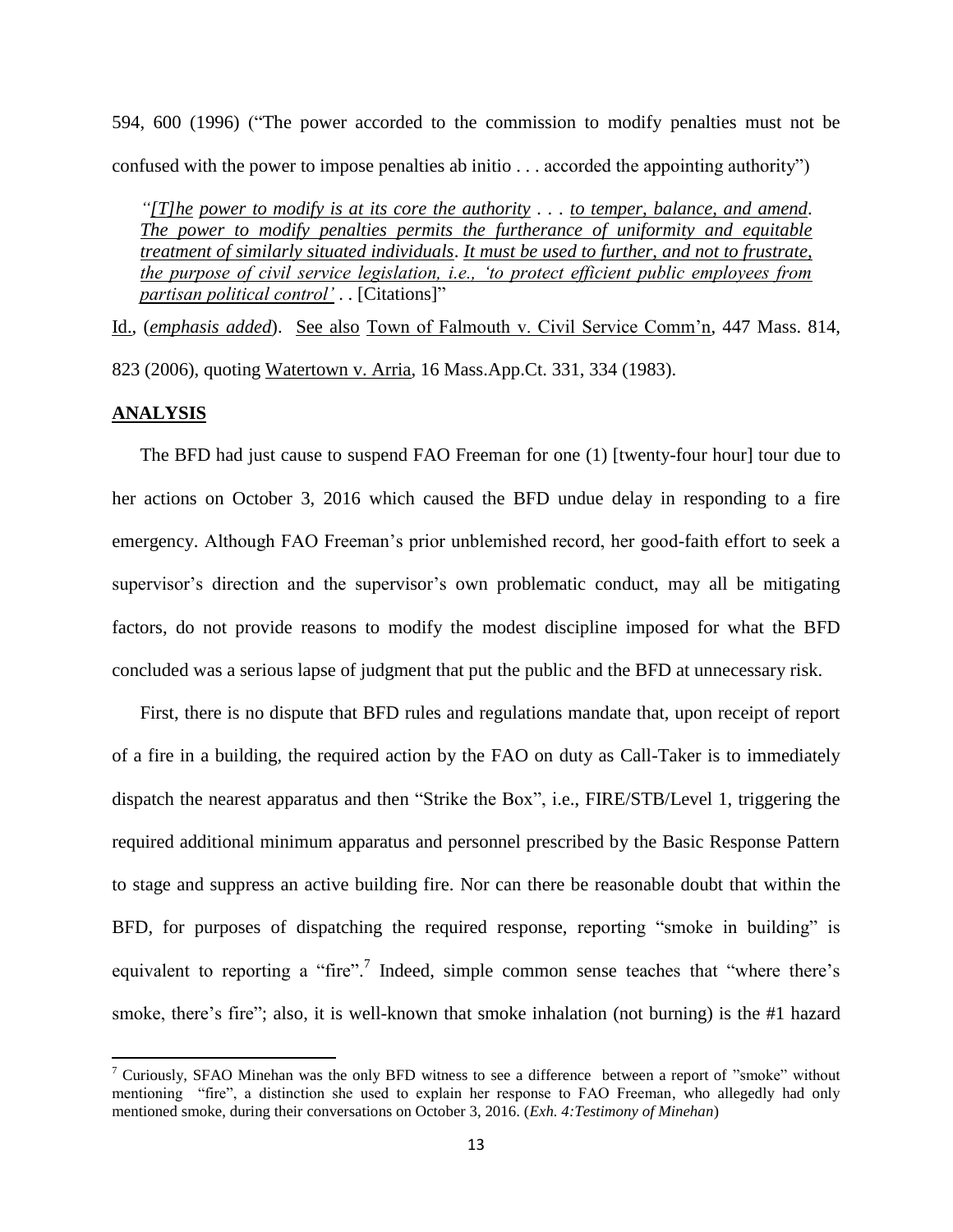594, 600 (1996) ("The power accorded to the commission to modify penalties must not be confused with the power to impose penalties ab initio . . . accorded the appointing authority")

> *"[T]he power to modify is at its core the authority . . . to temper, balance, and amend. The power to modify penalties permits the furtherance of uniformity and equitable treatment of similarly situated individuals. It must be used to further, and not to frustrate, the purpose of civil service legislation, i.e., 'to protect efficient public employees from partisan political control'* . . [Citations]"

Id., (*emphasis added*). See also Town of Falmouth v. Civil Service Comm'n, 447 Mass. 814, 823 (2006), quoting Watertown v. Arria, 16 Mass.App.Ct. 331, 334 (1983).

## ANALYSIS

The BFD had just cause to suspend FAO Freeman for one (1) [twenty-four hour] tour due to her actions on October 3, 2016 which caused the BFD undue delay in responding to a fire emergency. Although FAO Freeman's prior unblemished record, her good-faith effort to seek a supervisor's direction and the supervisor's own problematic conduct, may all be mitigating factors, do not provide reasons to modify the modest discipline imposed for what the BFD concluded was a serious lapse of judgment that put the public and the BFD at unnecessary risk.

First, there is no dispute that BFD rules and regulations mandate that, upon receipt of report of a fire in a building, the required action by the FAO on duty as Call-Taker is to immediately dispatch the nearest apparatus and then "Strike the Box", i.e., FIRE/STB/Level 1, triggering the required additional minimum apparatus and personnel prescribed by the Basic Response Pattern to stage and suppress an active building fire. Nor can there be reasonable doubt that within the BFD, for purposes of dispatching the required response, reporting "smoke in building" is equivalent to reporting a "fire".[7] Indeed, simple common sense teaches that "where there's smoke, there's fire"; also, it is well-known that smoke inhalation (not burning) is the #1 hazard

[7] Curiously, SFAO Minehan was the only BFD witness to see a difference between a report of "smoke" without mentioning "fire", a distinction she used to explain her response to FAO Freeman, who allegedly had only mentioned smoke, during their conversations on October 3, 2016. (*Exh. 4:Testimony of Minehan*)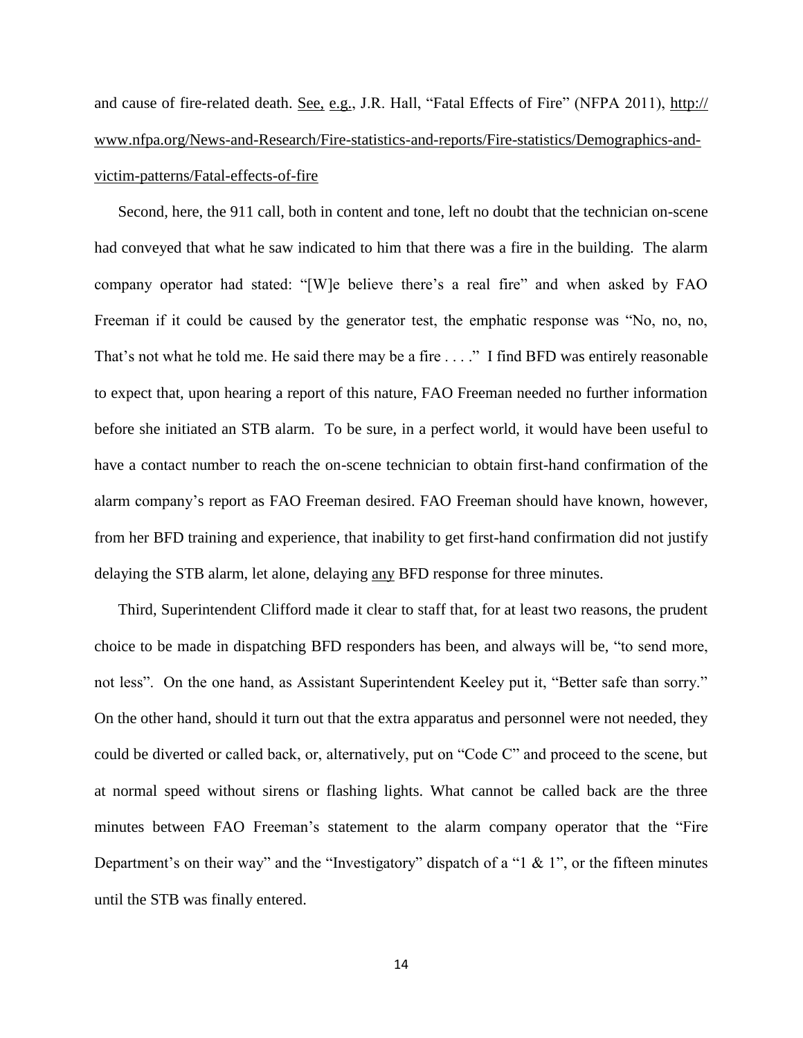and cause of fire-related death. See, e.g., J.R. Hall, "Fatal Effects of Fire" (NFPA 2011), http://www.nfpa.org/News-and-Research/Fire-statistics-and-reports/Fire-statistics/Demographics-and-victim-patterns/Fatal-effects-of-fire

Second, here, the 911 call, both in content and tone, left no doubt that the technician on-scene had conveyed that what he saw indicated to him that there was a fire in the building. The alarm company operator had stated: "[W]e believe there's a real fire" and when asked by FAO Freeman if it could be caused by the generator test, the emphatic response was "No, no, no, That's not what he told me. He said there may be a fire . . . ." I find BFD was entirely reasonable to expect that, upon hearing a report of this nature, FAO Freeman needed no further information before she initiated an STB alarm. To be sure, in a perfect world, it would have been useful to have a contact number to reach the on-scene technician to obtain first-hand confirmation of the alarm company's report as FAO Freeman desired. FAO Freeman should have known, however, from her BFD training and experience, that inability to get first-hand confirmation did not justify delaying the STB alarm, let alone, delaying any BFD response for three minutes.

Third, Superintendent Clifford made it clear to staff that, for at least two reasons, the prudent choice to be made in dispatching BFD responders has been, and always will be, "to send more, not less". On the one hand, as Assistant Superintendent Keeley put it, "Better safe than sorry." On the other hand, should it turn out that the extra apparatus and personnel were not needed, they could be diverted or called back, or, alternatively, put on "Code C" and proceed to the scene, but at normal speed without sirens or flashing lights. What cannot be called back are the three minutes between FAO Freeman's statement to the alarm company operator that the "Fire Department's on their way" and the "Investigatory" dispatch of a "1 & 1", or the fifteen minutes until the STB was finally entered.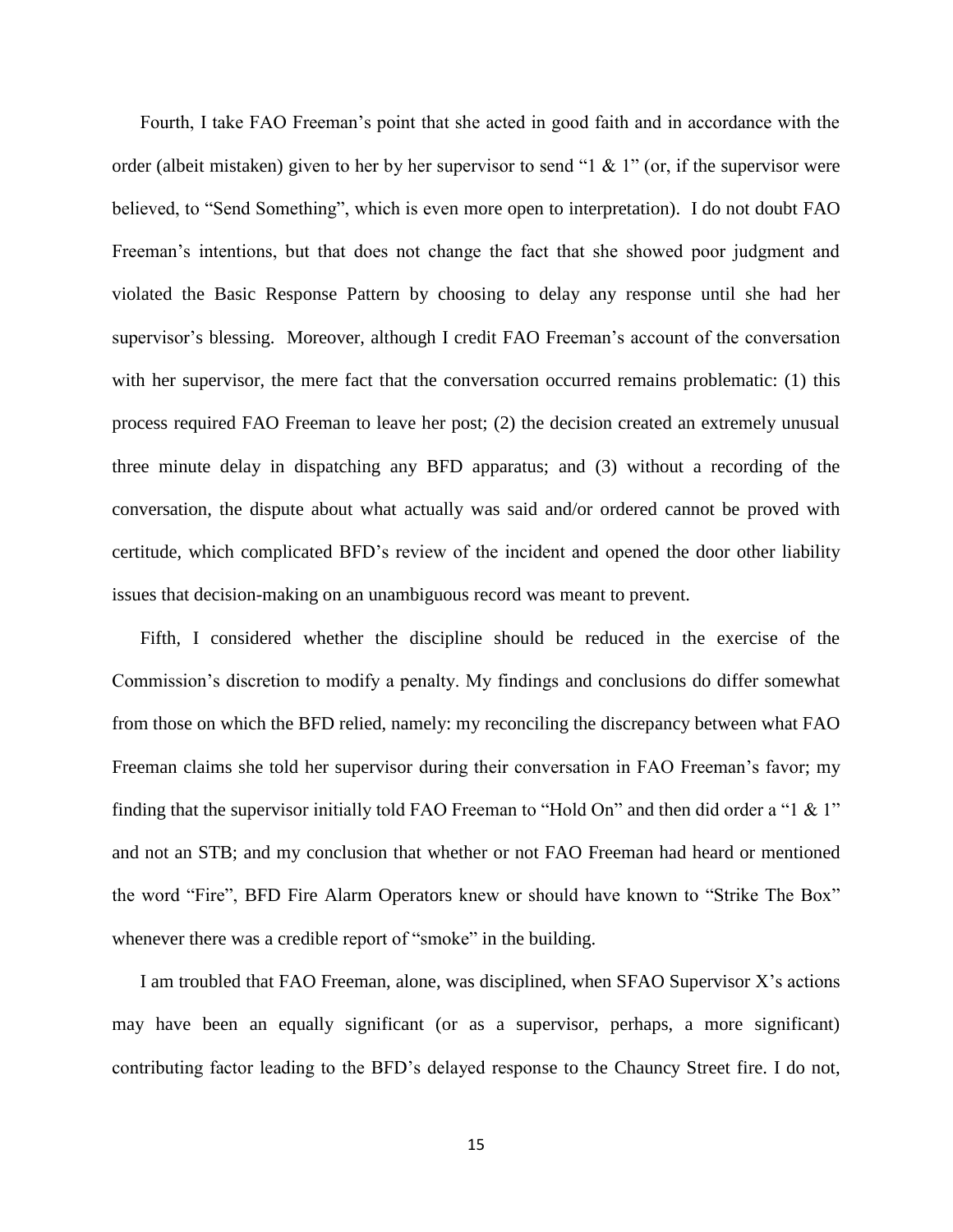Fourth, I take FAO Freeman's point that she acted in good faith and in accordance with the order (albeit mistaken) given to her by her supervisor to send "1 & 1" (or, if the supervisor were believed, to "Send Something", which is even more open to interpretation). I do not doubt FAO Freeman's intentions, but that does not change the fact that she showed poor judgment and violated the Basic Response Pattern by choosing to delay any response until she had her supervisor's blessing. Moreover, although I credit FAO Freeman's account of the conversation with her supervisor, the mere fact that the conversation occurred remains problematic: (1) this process required FAO Freeman to leave her post; (2) the decision created an extremely unusual three minute delay in dispatching any BFD apparatus; and (3) without a recording of the conversation, the dispute about what actually was said and/or ordered cannot be proved with certitude, which complicated BFD's review of the incident and opened the door other liability issues that decision-making on an unambiguous record was meant to prevent.

Fifth, I considered whether the discipline should be reduced in the exercise of the Commission's discretion to modify a penalty. My findings and conclusions do differ somewhat from those on which the BFD relied, namely: my reconciling the discrepancy between what FAO Freeman claims she told her supervisor during their conversation in FAO Freeman's favor; my finding that the supervisor initially told FAO Freeman to "Hold On" and then did order a "1 & 1" and not an STB; and my conclusion that whether or not FAO Freeman had heard or mentioned the word "Fire", BFD Fire Alarm Operators knew or should have known to "Strike The Box" whenever there was a credible report of "smoke" in the building.

I am troubled that FAO Freeman, alone, was disciplined, when SFAO Supervisor X's actions may have been an equally significant (or as a supervisor, perhaps, a more significant) contributing factor leading to the BFD's delayed response to the Chauncy Street fire. I do not,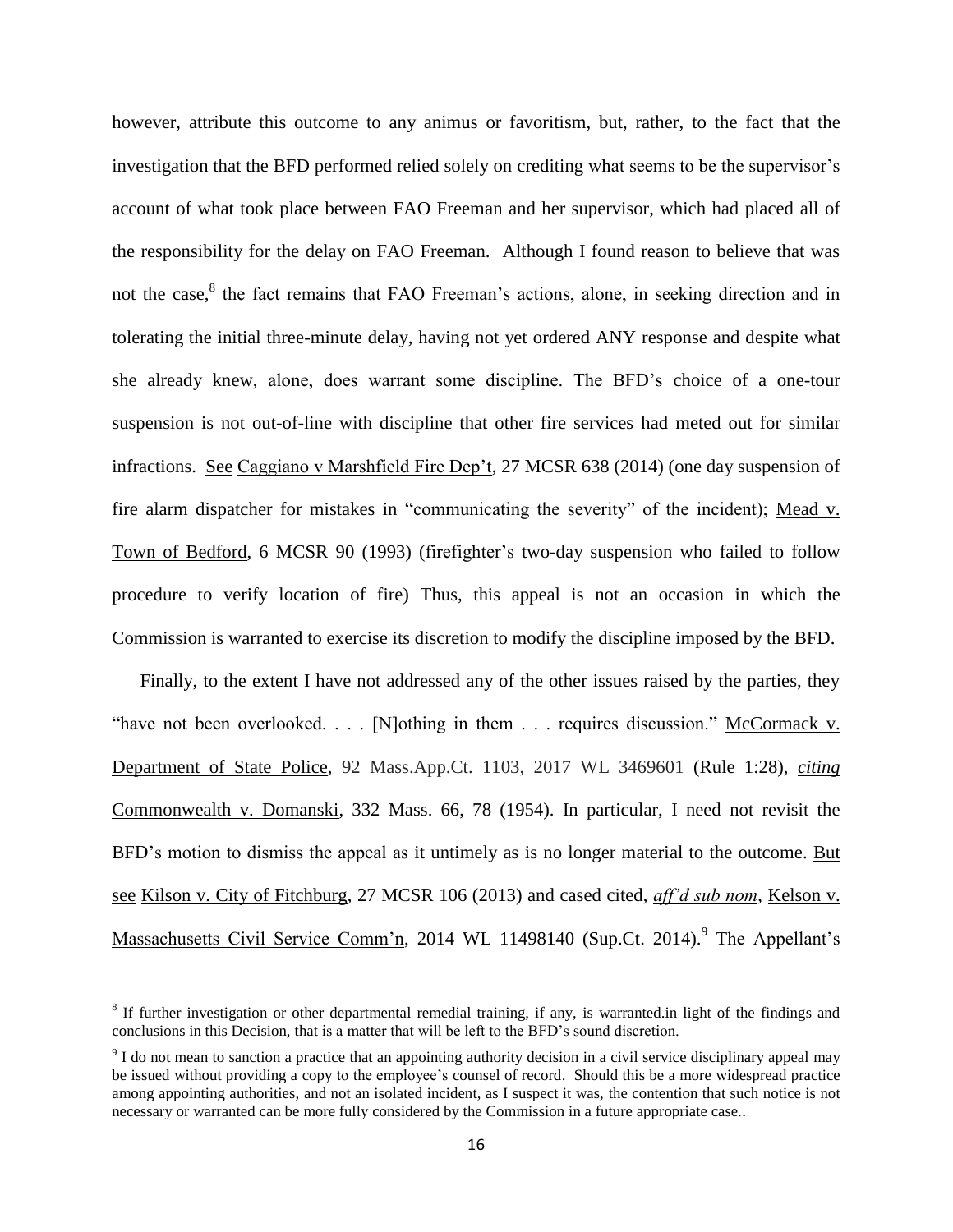however, attribute this outcome to any animus or favoritism, but, rather, to the fact that the investigation that the BFD performed relied solely on crediting what seems to be the supervisor's account of what took place between FAO Freeman and her supervisor, which had placed all of the responsibility for the delay on FAO Freeman. Although I found reason to believe that was not the case,[8] the fact remains that FAO Freeman's actions, alone, in seeking direction and in tolerating the initial three-minute delay, having not yet ordered ANY response and despite what she already knew, alone, does warrant some discipline. The BFD's choice of a one-tour suspension is not out-of-line with discipline that other fire services had meted out for similar infractions. See Caggiano v Marshfield Fire Dep't, 27 MCSR 638 (2014) (one day suspension of fire alarm dispatcher for mistakes in "communicating the severity" of the incident); Mead v. Town of Bedford, 6 MCSR 90 (1993) (firefighter's two-day suspension who failed to follow procedure to verify location of fire) Thus, this appeal is not an occasion in which the Commission is warranted to exercise its discretion to modify the discipline imposed by the BFD.

Finally, to the extent I have not addressed any of the other issues raised by the parties, they "have not been overlooked. . . . [N]othing in them . . . requires discussion." McCormack v. Department of State Police, 92 Mass.App.Ct. 1103, 2017 WL 3469601 (Rule 1:28), *citing* Commonwealth v. Domanski, 332 Mass. 66, 78 (1954). In particular, I need not revisit the BFD's motion to dismiss the appeal as it untimely as is no longer material to the outcome. But see Kilson v. City of Fitchburg, 27 MCSR 106 (2013) and cased cited, *aff'd sub nom*, Kelson v. Massachusetts Civil Service Comm'n, 2014 WL 11498140 (Sup.Ct. 2014).[9] The Appellant's

[8] If further investigation or other departmental remedial training, if any, is warranted.in light of the findings and conclusions in this Decision, that is a matter that will be left to the BFD's sound discretion.

[9] I do not mean to sanction a practice that an appointing authority decision in a civil service disciplinary appeal may be issued without providing a copy to the employee's counsel of record. Should this be a more widespread practice among appointing authorities, and not an isolated incident, as I suspect it was, the contention that such notice is not necessary or warranted can be more fully considered by the Commission in a future appropriate case..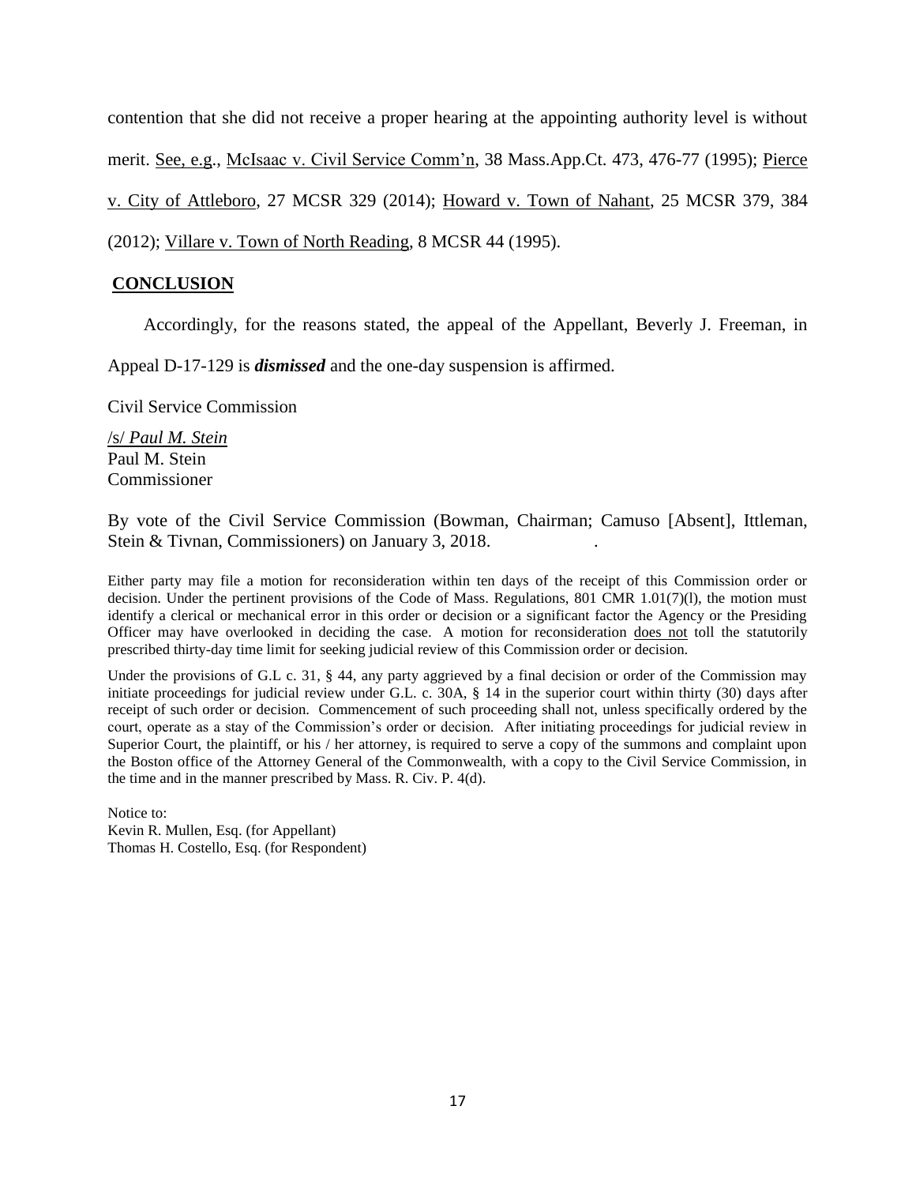contention that she did not receive a proper hearing at the appointing authority level is without merit. See, e.g., McIsaac v. Civil Service Comm'n, 38 Mass.App.Ct. 473, 476-77 (1995); Pierce v. City of Attleboro, 27 MCSR 329 (2014); Howard v. Town of Nahant, 25 MCSR 379, 384 (2012); Villare v. Town of North Reading, 8 MCSR 44 (1995).

## CONCLUSION

Accordingly, for the reasons stated, the appeal of the Appellant, Beverly J. Freeman, in Appeal D-17-129 is ***dismissed*** and the one-day suspension is affirmed.

Civil Service Commission

/s/ *Paul M. Stein*
Paul M. Stein
Commissioner

By vote of the Civil Service Commission (Bowman, Chairman; Camuso [Absent], Ittleman, Stein & Tivnan, Commissioners) on January 3, 2018.

Either party may file a motion for reconsideration within ten days of the receipt of this Commission order or decision. Under the pertinent provisions of the Code of Mass. Regulations, 801 CMR 1.01(7)(l), the motion must identify a clerical or mechanical error in this order or decision or a significant factor the Agency or the Presiding Officer may have overlooked in deciding the case. A motion for reconsideration does not toll the statutorily prescribed thirty-day time limit for seeking judicial review of this Commission order or decision.

Under the provisions of G.L c. 31, § 44, any party aggrieved by a final decision or order of the Commission may initiate proceedings for judicial review under G.L. c. 30A, § 14 in the superior court within thirty (30) days after receipt of such order or decision. Commencement of such proceeding shall not, unless specifically ordered by the court, operate as a stay of the Commission's order or decision. After initiating proceedings for judicial review in Superior Court, the plaintiff, or his / her attorney, is required to serve a copy of the summons and complaint upon the Boston office of the Attorney General of the Commonwealth, with a copy to the Civil Service Commission, in the time and in the manner prescribed by Mass. R. Civ. P. 4(d).

Notice to:
Kevin R. Mullen, Esq. (for Appellant)
Thomas H. Costello, Esq. (for Respondent)